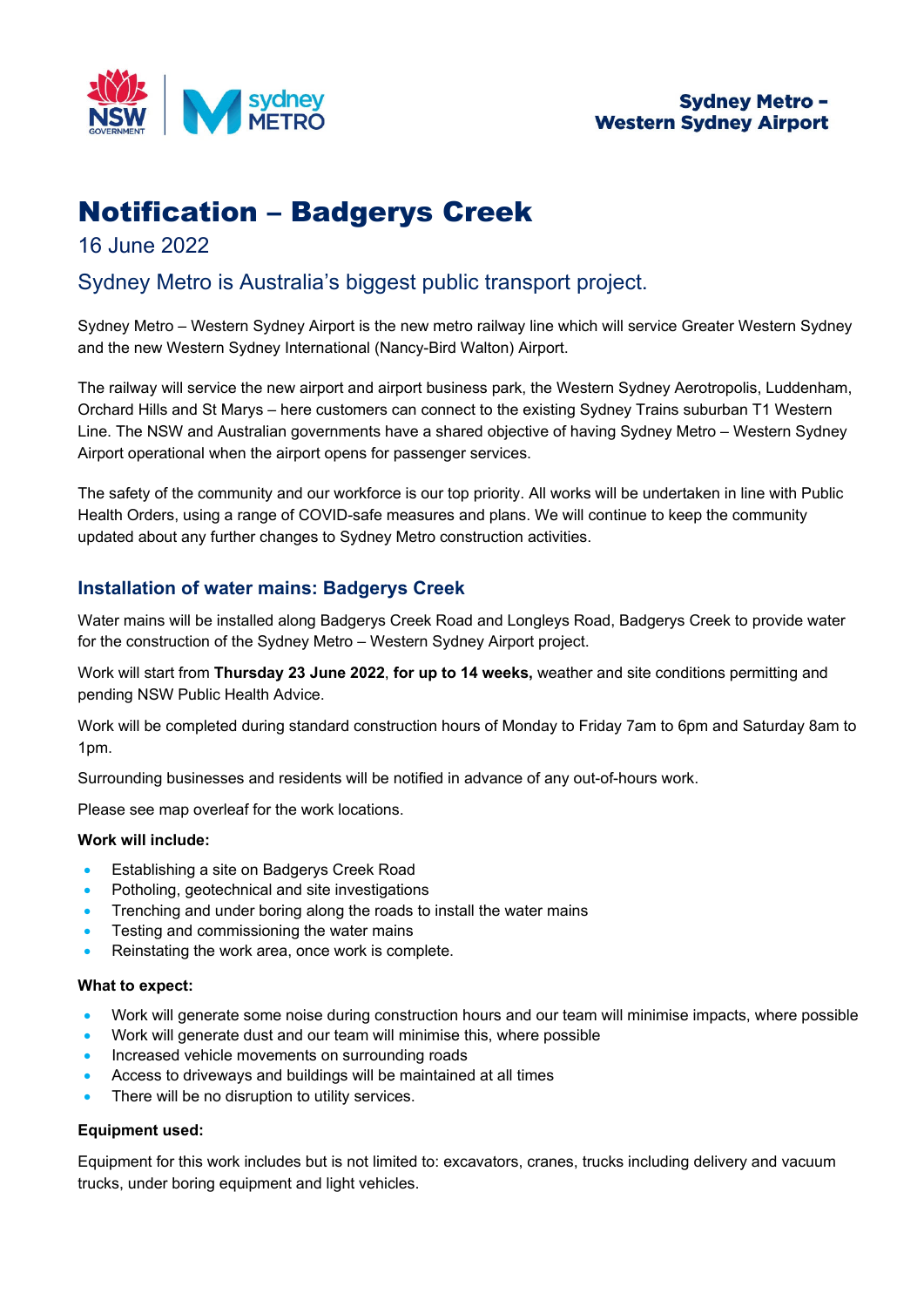Sydney Metro – Western Sydney Airport

# Notification – Badgerys Creek

16 June 2022

## Sydney Metro is Australia's biggest public transport project.

Sydney Metro – Western Sydney Airport is the new metro railway line which will service Greater Western Sydney and the new Western Sydney International (Nancy-Bird Walton) Airport.

The railway will service the new airport and airport business park, the Western Sydney Aerotropolis, Luddenham, Orchard Hills and St Marys – here customers can connect to the existing Sydney Trains suburban T1 Western Line. The NSW and Australian governments have a shared objective of having Sydney Metro – Western Sydney Airport operational when the airport opens for passenger services.

The safety of the community and our workforce is our top priority. All works will be undertaken in line with Public Health Orders, using a range of COVID-safe measures and plans. We will continue to keep the community updated about any further changes to Sydney Metro construction activities.

### Installation of water mains: Badgerys Creek

Water mains will be installed along Badgerys Creek Road and Longleys Road, Badgerys Creek to provide water for the construction of the Sydney Metro – Western Sydney Airport project.

Work will start from **Thursday 23 June 2022**, **for up to 14 weeks,** weather and site conditions permitting and pending NSW Public Health Advice.

Work will be completed during standard construction hours of Monday to Friday 7am to 6pm and Saturday 8am to 1pm.

Surrounding businesses and residents will be notified in advance of any out-of-hours work.

Please see map overleaf for the work locations.

**Work will include:**

- Establishing a site on Badgerys Creek Road
- Potholing, geotechnical and site investigations
- Trenching and under boring along the roads to install the water mains
- Testing and commissioning the water mains
- Reinstating the work area, once work is complete.

**What to expect:**

- Work will generate some noise during construction hours and our team will minimise impacts, where possible
- Work will generate dust and our team will minimise this, where possible
- Increased vehicle movements on surrounding roads
- Access to driveways and buildings will be maintained at all times
- There will be no disruption to utility services.

**Equipment used:**

Equipment for this work includes but is not limited to: excavators, cranes, trucks including delivery and vacuum trucks, under boring equipment and light vehicles.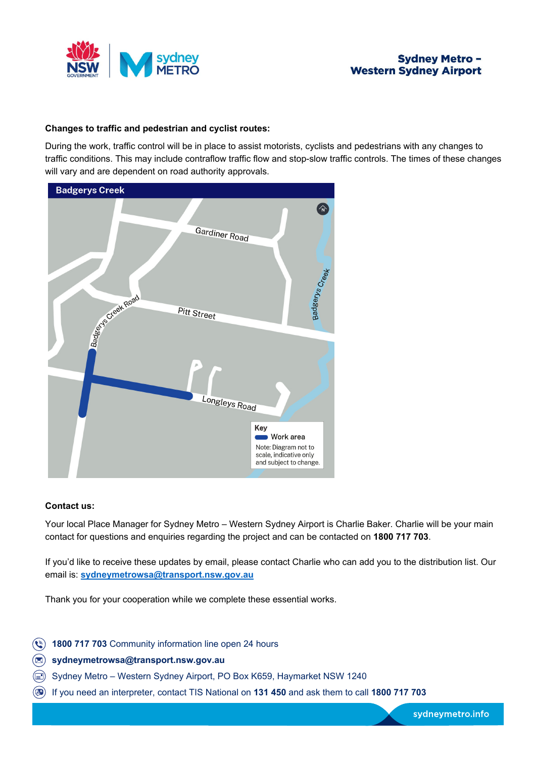**Changes to traffic and pedestrian and cyclist routes:**

During the work, traffic control will be in place to assist motorists, cyclists and pedestrians with any changes to traffic conditions. This may include contraflow traffic flow and stop-slow traffic controls. The times of these changes will vary and are dependent on road authority approvals.

**Badgerys Creek**

Gardiner Road
Pitt Street
Badgerys Creek Road
Longleys Road
Badgerys Creek

Key
Work area
Note: Diagram not to scale, indicative only and subject to change.

**Contact us:**

Your local Place Manager for Sydney Metro – Western Sydney Airport is Charlie Baker. Charlie will be your main contact for questions and enquiries regarding the project and can be contacted on **1800 717 703**.

If you'd like to receive these updates by email, please contact Charlie who can add you to the distribution list. Our email is: **sydneymetrowsa@transport.nsw.gov.au**

Thank you for your cooperation while we complete these essential works.

**1800 717 703** Community information line open 24 hours

**sydneymetrowsa@transport.nsw.gov.au**

Sydney Metro – Western Sydney Airport, PO Box K659, Haymarket NSW 1240

If you need an interpreter, contact TIS National on **131 450** and ask them to call **1800 717 703**

sydneymetro.info